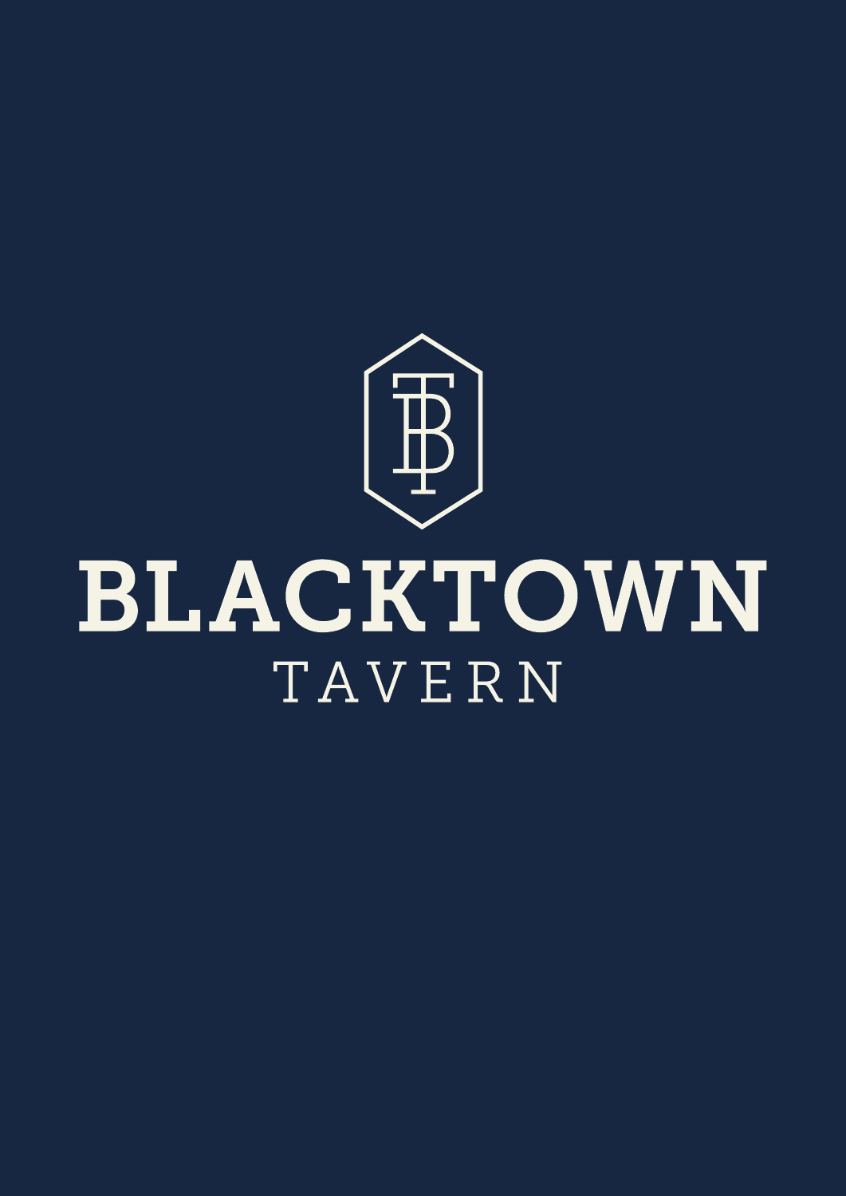# BLACKTOWN

## TAVERN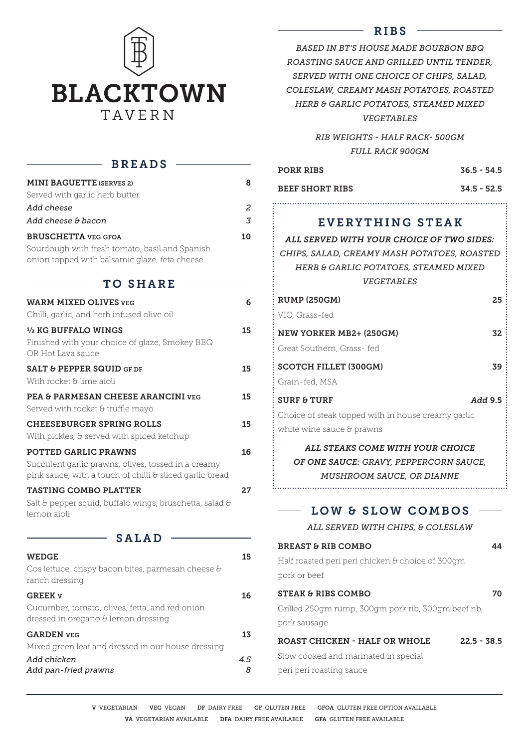# BLACKTOWN TAVERN

## BREADS

**MINI BAGUETTE (SERVES 2)** — 8
Served with garlic herb butter
*Add cheese* — *2*
*Add cheese & bacon* — *3*

**BRUSCHETTA VEG GFOA** — 10
Sourdough with fresh tomato, basil and Spanish onion topped with balsamic glaze, feta cheese

## TO SHARE

**WARM MIXED OLIVES VEG** — 6
Chilli, garlic, and herb infused olive oil

**½ KG BUFFALO WINGS** — 15
Finished with your choice of glaze, Smokey BBQ OR Hot Lava sauce

**SALT & PEPPER SQUID GF DF** — 15
With rocket & lime aioli

**PEA & PARMESAN CHEESE ARANCINI VEG** — 15
Served with rocket & truffle mayo

**CHEESEBURGER SPRING ROLLS** — 15
With pickles, & served with spiced ketchup

**POTTED GARLIC PRAWNS** — 16
Succulent garlic prawns, olives, tossed in a creamy pink sauce, with a touch of chilli & sliced garlic bread

**TASTING COMBO PLATTER** — 27
Salt & pepper squid, buffalo wings, bruschetta, salad & lemon aioli

## SALAD

**WEDGE** — 15
Cos lettuce, crispy bacon bites, parmesan cheese & ranch dressing

**GREEK V** — 16
Cucumber, tomato, olives, fetta, and red onion dressed in oregano & lemon dressing

**GARDEN VEG** — 13
Mixed green leaf and dressed in our house dressing
*Add chicken* — *4.5*
*Add pan-fried prawns* — *8*

## RIBS

*BASED IN BT'S HOUSE MADE BOURBON BBQ ROASTING SAUCE AND GRILLED UNTIL TENDER, SERVED WITH ONE CHOICE OF CHIPS, SALAD, COLESLAW, CREAMY MASH POTATOES, ROASTED HERB & GARLIC POTATOES, STEAMED MIXED VEGETABLES*

*RIB WEIGHTS - HALF RACK- 500GM FULL RACK 900GM*

**PORK RIBS** — 36.5 - 54.5

**BEEF SHORT RIBS** — 34.5 - 52.5

## EVERYTHING STEAK

*ALL SERVED WITH YOUR CHOICE OF TWO SIDES: CHIPS, SALAD, CREAMY MASH POTATOES, ROASTED HERB & GARLIC POTATOES, STEAMED MIXED VEGETABLES*

**RUMP (250GM)** — 25
VIC, Grass-fed

**NEW YORKER MB2+ (250GM)** — 32
Great Southern, Grass- fed

**SCOTCH FILLET (300GM)** — 39
Grain-fed, MSA

**SURF & TURF** — *Add* 9.5
Choice of steak topped with in house creamy garlic white wine sauce & prawns

*ALL STEAKS COME WITH YOUR CHOICE OF ONE SAUCE: GRAVY, PEPPERCORN SAUCE, MUSHROOM SAUCE, OR DIANNE*

## LOW & SLOW COMBOS

*ALL SERVED WITH CHIPS, & COLESLAW*

**BREAST & RIB COMBO** — 44
Half roasted peri peri chicken & choice of 300gm pork or beef

**STEAK & RIBS COMBO** — 70
Grilled 250gm rump, 300gm pork rib, 300gm beef rib, pork sausage

**ROAST CHICKEN - HALF OR WHOLE** — 22.5 - 38.5
Slow cooked and marinated in special peri peri roasting sauce

---

**V** VEGETARIAN **VEG** VEGAN **DF** DAIRY FREE **GF** GLUTEN FREE **GFOA** GLUTEN FREE OPTION AVAILABLE
**VA** VEGETARIAN AVAILABLE **DFA** DAIRY FREE AVAILABLE **GFA** GLUTEN FREE AVAILABLE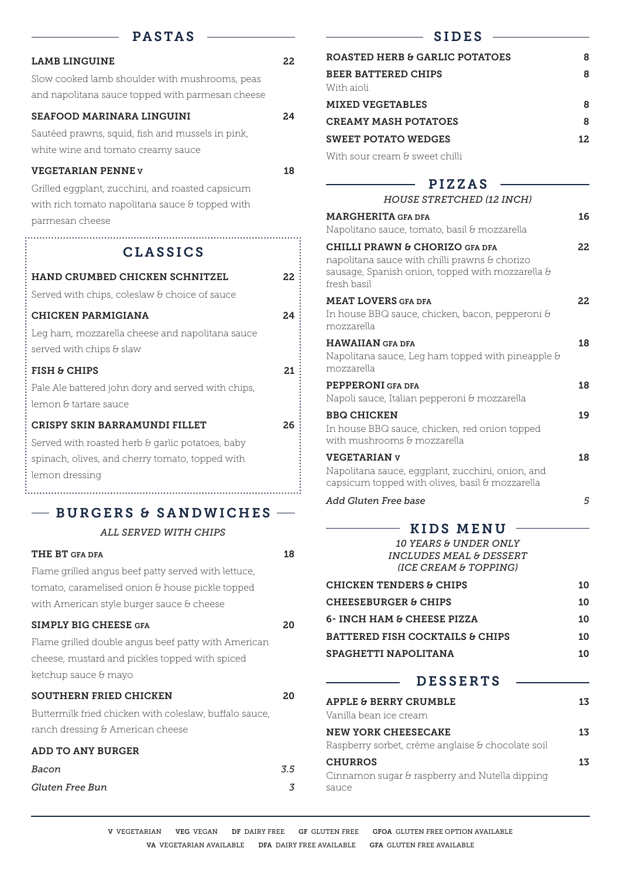## PASTAS

**LAMB LINGUINE** 22

Slow cooked lamb shoulder with mushrooms, peas and napolitana sauce topped with parmesan cheese

**SEAFOOD MARINARA LINGUINI** 24

Sautéed prawns, squid, fish and mussels in pink, white wine and tomato creamy sauce

**VEGETARIAN PENNE** V 18

Grilled eggplant, zucchini, and roasted capsicum with rich tomato napolitana sauce & topped with parmesan cheese

## CLASSICS

**HAND CRUMBED CHICKEN SCHNITZEL** 22

Served with chips, coleslaw & choice of sauce

**CHICKEN PARMIGIANA** 24

Leg ham, mozzarella cheese and napolitana sauce served with chips & slaw

**FISH & CHIPS** 21

Pale Ale battered john dory and served with chips, lemon & tartare sauce

**CRISPY SKIN BARRAMUNDI FILLET** 26

Served with roasted herb & garlic potatoes, baby spinach, olives, and cherry tomato, topped with lemon dressing

## BURGERS & SANDWICHES

*ALL SERVED WITH CHIPS*

**THE BT** GFA DFA 18

Flame grilled angus beef patty served with lettuce, tomato, caramelised onion & house pickle topped with American style burger sauce & cheese

**SIMPLY BIG CHEESE** GFA 20

Flame grilled double angus beef patty with American cheese, mustard and pickles topped with spiced ketchup sauce & mayo

**SOUTHERN FRIED CHICKEN** 20

Buttermilk fried chicken with coleslaw, buffalo sauce, ranch dressing & American cheese

**ADD TO ANY BURGER**

*Bacon* *3.5*

*Gluten Free Bun* *3*

## SIDES

**ROASTED HERB & GARLIC POTATOES** 8

**BEER BATTERED CHIPS** 8

With aioli

**MIXED VEGETABLES** 8

**CREAMY MASH POTATOES** 8

**SWEET POTATO WEDGES** 12

With sour cream & sweet chilli

## PIZZAS

*HOUSE STRETCHED (12 INCH)*

**MARGHERITA** GFA DFA 16

Napolitano sauce, tomato, basil & mozzarella

**CHILLI PRAWN & CHORIZO** GFA DFA 22

napolitana sauce with chilli prawns & chorizo sausage, Spanish onion, topped with mozzarella & fresh basil

**MEAT LOVERS** GFA DFA 22

In house BBQ sauce, chicken, bacon, pepperoni & mozzarella

**HAWAIIAN** GFA DFA 18

Napolitana sauce, Leg ham topped with pineapple & mozzarella

**PEPPERONI** GFA DFA 18

Napoli sauce, Italian pepperoni & mozzarella

**BBQ CHICKEN** 19

In house BBQ sauce, chicken, red onion topped with mushrooms & mozzarella

**VEGETARIAN** V 18

Napolitana sauce, eggplant, zucchini, onion, and capsicum topped with olives, basil & mozzarella

*Add Gluten Free base* *5*

## KIDS MENU

*10 YEARS & UNDER ONLY*
*INCLUDES MEAL & DESSERT*
*(ICE CREAM & TOPPING)*

**CHICKEN TENDERS & CHIPS** 10

**CHEESEBURGER & CHIPS** 10

**6- INCH HAM & CHEESE PIZZA** 10

**BATTERED FISH COCKTAILS & CHIPS** 10

**SPAGHETTI NAPOLITANA** 10

## DESSERTS

**APPLE & BERRY CRUMBLE** 13

Vanilla bean ice cream

**NEW YORK CHEESECAKE** 13

Raspberry sorbet, crème anglaise & chocolate soil

**CHURROS** 13

Cinnamon sugar & raspberry and Nutella dipping sauce

---

**V** VEGETARIAN **VEG** VEGAN **DF** DAIRY FREE **GF** GLUTEN FREE **GFOA** GLUTEN FREE OPTION AVAILABLE

**VA** VEGETARIAN AVAILABLE **DFA** DAIRY FREE AVAILABLE **GFA** GLUTEN FREE AVAILABLE